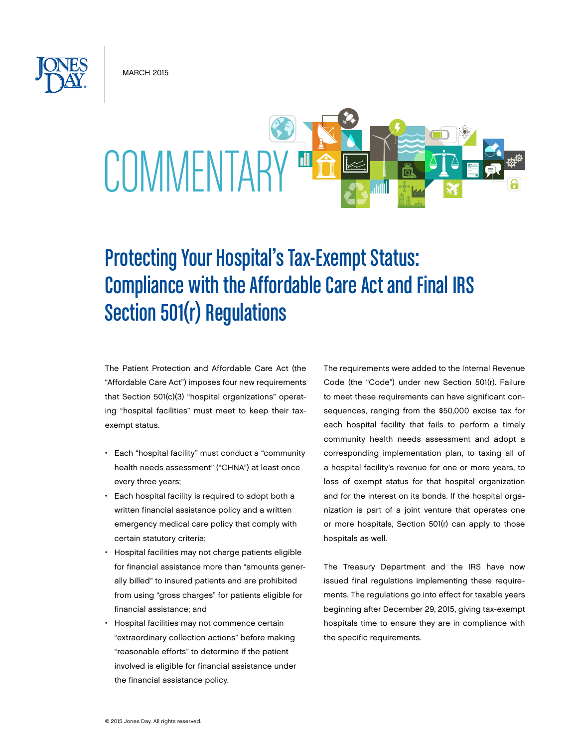MARCH 2015

COMMENTARY

# Protecting Your Hospital's Tax-Exempt Status: Compliance with the Affordable Care Act and Final IRS Section 501(r) Regulations

The Patient Protection and Affordable Care Act (the "Affordable Care Act") imposes four new requirements that Section 501(c)(3) "hospital organizations" operating "hospital facilities" must meet to keep their tax-exempt status.

- Each "hospital facility" must conduct a "community health needs assessment" ("CHNA") at least once every three years;
- Each hospital facility is required to adopt both a written financial assistance policy and a written emergency medical care policy that comply with certain statutory criteria;
- Hospital facilities may not charge patients eligible for financial assistance more than "amounts generally billed" to insured patients and are prohibited from using "gross charges" for patients eligible for financial assistance; and
- Hospital facilities may not commence certain "extraordinary collection actions" before making "reasonable efforts" to determine if the patient involved is eligible for financial assistance under the financial assistance policy.

The requirements were added to the Internal Revenue Code (the "Code") under new Section 501(r). Failure to meet these requirements can have significant consequences, ranging from the $50,000 excise tax for each hospital facility that fails to perform a timely community health needs assessment and adopt a corresponding implementation plan, to taxing all of a hospital facility's revenue for one or more years, to loss of exempt status for that hospital organization and for the interest on its bonds. If the hospital organization is part of a joint venture that operates one or more hospitals, Section 501(r) can apply to those hospitals as well.

The Treasury Department and the IRS have now issued final regulations implementing these requirements. The regulations go into effect for taxable years beginning after December 29, 2015, giving tax-exempt hospitals time to ensure they are in compliance with the specific requirements.

© 2015 Jones Day. All rights reserved.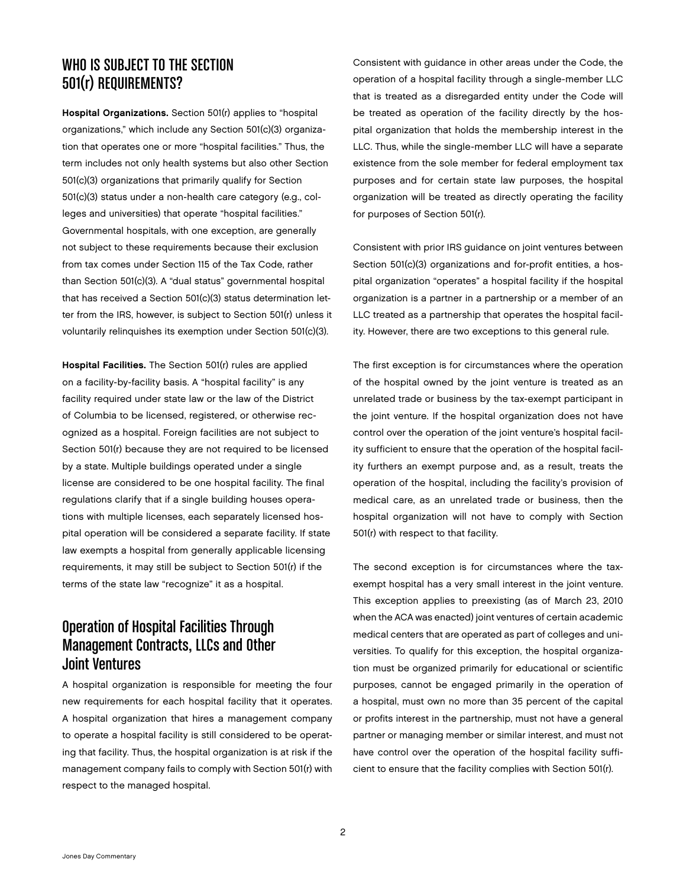## WHO IS SUBJECT TO THE SECTION 501(r) REQUIREMENTS?

**Hospital Organizations.** Section 501(r) applies to "hospital organizations," which include any Section 501(c)(3) organization that operates one or more "hospital facilities." Thus, the term includes not only health systems but also other Section 501(c)(3) organizations that primarily qualify for Section 501(c)(3) status under a non-health care category (e.g., colleges and universities) that operate "hospital facilities." Governmental hospitals, with one exception, are generally not subject to these requirements because their exclusion from tax comes under Section 115 of the Tax Code, rather than Section 501(c)(3). A "dual status" governmental hospital that has received a Section 501(c)(3) status determination letter from the IRS, however, is subject to Section 501(r) unless it voluntarily relinquishes its exemption under Section 501(c)(3).

**Hospital Facilities.** The Section 501(r) rules are applied on a facility-by-facility basis. A "hospital facility" is any facility required under state law or the law of the District of Columbia to be licensed, registered, or otherwise recognized as a hospital. Foreign facilities are not subject to Section 501(r) because they are not required to be licensed by a state. Multiple buildings operated under a single license are considered to be one hospital facility. The final regulations clarify that if a single building houses operations with multiple licenses, each separately licensed hospital operation will be considered a separate facility. If state law exempts a hospital from generally applicable licensing requirements, it may still be subject to Section 501(r) if the terms of the state law "recognize" it as a hospital.

## Operation of Hospital Facilities Through Management Contracts, LLCs and Other Joint Ventures

A hospital organization is responsible for meeting the four new requirements for each hospital facility that it operates. A hospital organization that hires a management company to operate a hospital facility is still considered to be operating that facility. Thus, the hospital organization is at risk if the management company fails to comply with Section 501(r) with respect to the managed hospital.

Consistent with guidance in other areas under the Code, the operation of a hospital facility through a single-member LLC that is treated as a disregarded entity under the Code will be treated as operation of the facility directly by the hospital organization that holds the membership interest in the LLC. Thus, while the single-member LLC will have a separate existence from the sole member for federal employment tax purposes and for certain state law purposes, the hospital organization will be treated as directly operating the facility for purposes of Section 501(r).

Consistent with prior IRS guidance on joint ventures between Section 501(c)(3) organizations and for-profit entities, a hospital organization "operates" a hospital facility if the hospital organization is a partner in a partnership or a member of an LLC treated as a partnership that operates the hospital facility. However, there are two exceptions to this general rule.

The first exception is for circumstances where the operation of the hospital owned by the joint venture is treated as an unrelated trade or business by the tax-exempt participant in the joint venture. If the hospital organization does not have control over the operation of the joint venture's hospital facility sufficient to ensure that the operation of the hospital facility furthers an exempt purpose and, as a result, treats the operation of the hospital, including the facility's provision of medical care, as an unrelated trade or business, then the hospital organization will not have to comply with Section 501(r) with respect to that facility.

The second exception is for circumstances where the tax-exempt hospital has a very small interest in the joint venture. This exception applies to preexisting (as of March 23, 2010 when the ACA was enacted) joint ventures of certain academic medical centers that are operated as part of colleges and universities. To qualify for this exception, the hospital organization must be organized primarily for educational or scientific purposes, cannot be engaged primarily in the operation of a hospital, must own no more than 35 percent of the capital or profits interest in the partnership, must not have a general partner or managing member or similar interest, and must not have control over the operation of the hospital facility sufficient to ensure that the facility complies with Section 501(r).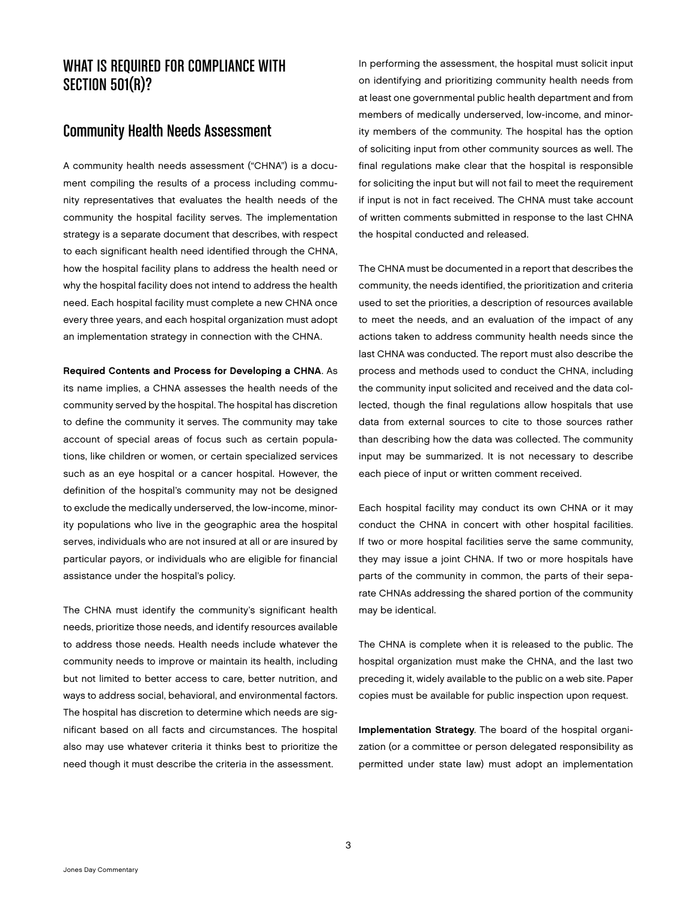## WHAT IS REQUIRED FOR COMPLIANCE WITH SECTION 501(R)?

## Community Health Needs Assessment

A community health needs assessment ("CHNA") is a document compiling the results of a process including community representatives that evaluates the health needs of the community the hospital facility serves. The implementation strategy is a separate document that describes, with respect to each significant health need identified through the CHNA, how the hospital facility plans to address the health need or why the hospital facility does not intend to address the health need. Each hospital facility must complete a new CHNA once every three years, and each hospital organization must adopt an implementation strategy in connection with the CHNA.

**Required Contents and Process for Developing a CHNA**. As its name implies, a CHNA assesses the health needs of the community served by the hospital. The hospital has discretion to define the community it serves. The community may take account of special areas of focus such as certain populations, like children or women, or certain specialized services such as an eye hospital or a cancer hospital. However, the definition of the hospital's community may not be designed to exclude the medically underserved, the low-income, minority populations who live in the geographic area the hospital serves, individuals who are not insured at all or are insured by particular payors, or individuals who are eligible for financial assistance under the hospital's policy.

The CHNA must identify the community's significant health needs, prioritize those needs, and identify resources available to address those needs. Health needs include whatever the community needs to improve or maintain its health, including but not limited to better access to care, better nutrition, and ways to address social, behavioral, and environmental factors. The hospital has discretion to determine which needs are significant based on all facts and circumstances. The hospital also may use whatever criteria it thinks best to prioritize the need though it must describe the criteria in the assessment.

In performing the assessment, the hospital must solicit input on identifying and prioritizing community health needs from at least one governmental public health department and from members of medically underserved, low-income, and minority members of the community. The hospital has the option of soliciting input from other community sources as well. The final regulations make clear that the hospital is responsible for soliciting the input but will not fail to meet the requirement if input is not in fact received. The CHNA must take account of written comments submitted in response to the last CHNA the hospital conducted and released.

The CHNA must be documented in a report that describes the community, the needs identified, the prioritization and criteria used to set the priorities, a description of resources available to meet the needs, and an evaluation of the impact of any actions taken to address community health needs since the last CHNA was conducted. The report must also describe the process and methods used to conduct the CHNA, including the community input solicited and received and the data collected, though the final regulations allow hospitals that use data from external sources to cite to those sources rather than describing how the data was collected. The community input may be summarized. It is not necessary to describe each piece of input or written comment received.

Each hospital facility may conduct its own CHNA or it may conduct the CHNA in concert with other hospital facilities. If two or more hospital facilities serve the same community, they may issue a joint CHNA. If two or more hospitals have parts of the community in common, the parts of their separate CHNAs addressing the shared portion of the community may be identical.

The CHNA is complete when it is released to the public. The hospital organization must make the CHNA, and the last two preceding it, widely available to the public on a web site. Paper copies must be available for public inspection upon request.

**Implementation Strategy**. The board of the hospital organization (or a committee or person delegated responsibility as permitted under state law) must adopt an implementation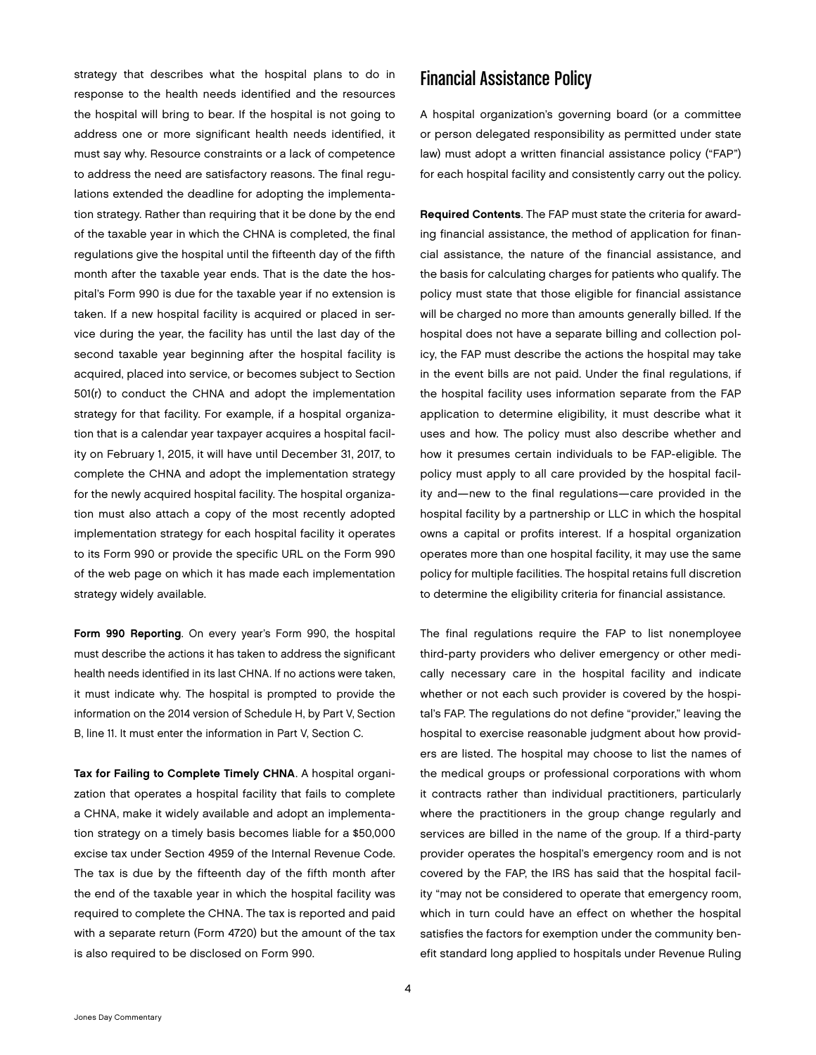strategy that describes what the hospital plans to do in response to the health needs identified and the resources the hospital will bring to bear. If the hospital is not going to address one or more significant health needs identified, it must say why. Resource constraints or a lack of competence to address the need are satisfactory reasons. The final regulations extended the deadline for adopting the implementation strategy. Rather than requiring that it be done by the end of the taxable year in which the CHNA is completed, the final regulations give the hospital until the fifteenth day of the fifth month after the taxable year ends. That is the date the hospital's Form 990 is due for the taxable year if no extension is taken. If a new hospital facility is acquired or placed in service during the year, the facility has until the last day of the second taxable year beginning after the hospital facility is acquired, placed into service, or becomes subject to Section 501(r) to conduct the CHNA and adopt the implementation strategy for that facility. For example, if a hospital organization that is a calendar year taxpayer acquires a hospital facility on February 1, 2015, it will have until December 31, 2017, to complete the CHNA and adopt the implementation strategy for the newly acquired hospital facility. The hospital organization must also attach a copy of the most recently adopted implementation strategy for each hospital facility it operates to its Form 990 or provide the specific URL on the Form 990 of the web page on which it has made each implementation strategy widely available.

**Form 990 Reporting**. On every year's Form 990, the hospital must describe the actions it has taken to address the significant health needs identified in its last CHNA. If no actions were taken, it must indicate why. The hospital is prompted to provide the information on the 2014 version of Schedule H, by Part V, Section B, line 11. It must enter the information in Part V, Section C.

**Tax for Failing to Complete Timely CHNA**. A hospital organization that operates a hospital facility that fails to complete a CHNA, make it widely available and adopt an implementation strategy on a timely basis becomes liable for a $50,000 excise tax under Section 4959 of the Internal Revenue Code. The tax is due by the fifteenth day of the fifth month after the end of the taxable year in which the hospital facility was required to complete the CHNA. The tax is reported and paid with a separate return (Form 4720) but the amount of the tax is also required to be disclosed on Form 990.

## Financial Assistance Policy

A hospital organization's governing board (or a committee or person delegated responsibility as permitted under state law) must adopt a written financial assistance policy ("FAP") for each hospital facility and consistently carry out the policy.

**Required Contents**. The FAP must state the criteria for awarding financial assistance, the method of application for financial assistance, the nature of the financial assistance, and the basis for calculating charges for patients who qualify. The policy must state that those eligible for financial assistance will be charged no more than amounts generally billed. If the hospital does not have a separate billing and collection policy, the FAP must describe the actions the hospital may take in the event bills are not paid. Under the final regulations, if the hospital facility uses information separate from the FAP application to determine eligibility, it must describe what it uses and how. The policy must also describe whether and how it presumes certain individuals to be FAP-eligible. The policy must apply to all care provided by the hospital facility and—new to the final regulations—care provided in the hospital facility by a partnership or LLC in which the hospital owns a capital or profits interest. If a hospital organization operates more than one hospital facility, it may use the same policy for multiple facilities. The hospital retains full discretion to determine the eligibility criteria for financial assistance.

The final regulations require the FAP to list nonemployee third-party providers who deliver emergency or other medically necessary care in the hospital facility and indicate whether or not each such provider is covered by the hospital's FAP. The regulations do not define "provider," leaving the hospital to exercise reasonable judgment about how providers are listed. The hospital may choose to list the names of the medical groups or professional corporations with whom it contracts rather than individual practitioners, particularly where the practitioners in the group change regularly and services are billed in the name of the group. If a third-party provider operates the hospital's emergency room and is not covered by the FAP, the IRS has said that the hospital facility "may not be considered to operate that emergency room, which in turn could have an effect on whether the hospital satisfies the factors for exemption under the community benefit standard long applied to hospitals under Revenue Ruling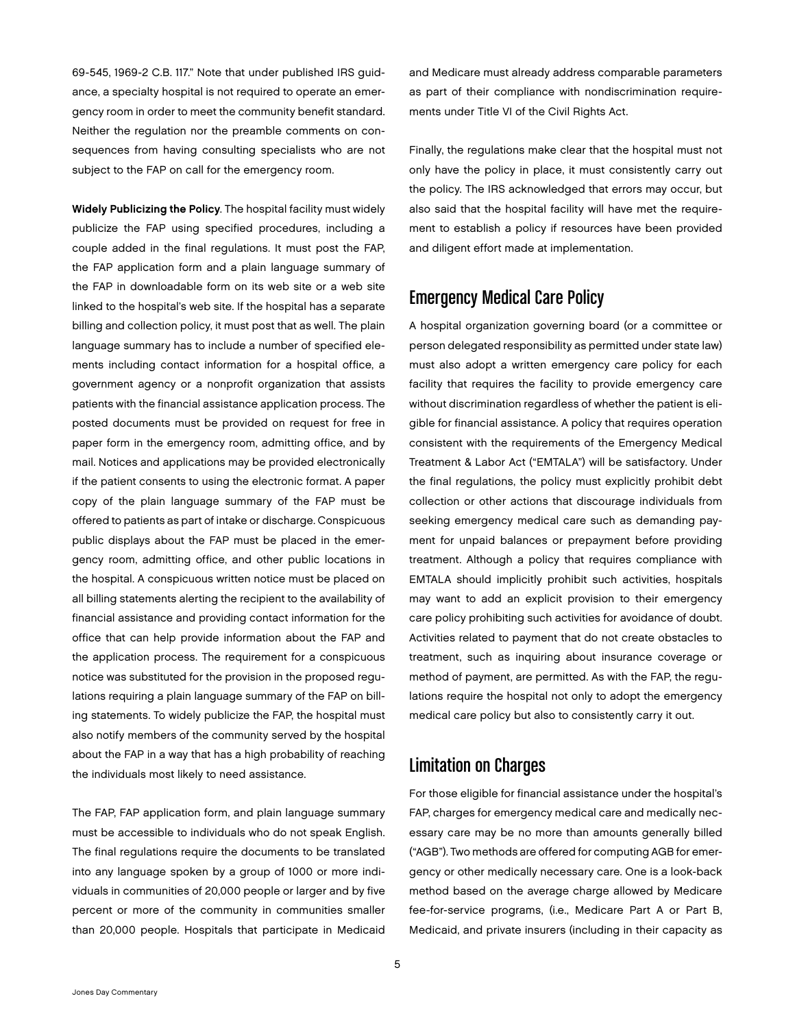69-545, 1969-2 C.B. 117." Note that under published IRS guidance, a specialty hospital is not required to operate an emergency room in order to meet the community benefit standard. Neither the regulation nor the preamble comments on consequences from having consulting specialists who are not subject to the FAP on call for the emergency room.

**Widely Publicizing the Policy**. The hospital facility must widely publicize the FAP using specified procedures, including a couple added in the final regulations. It must post the FAP, the FAP application form and a plain language summary of the FAP in downloadable form on its web site or a web site linked to the hospital's web site. If the hospital has a separate billing and collection policy, it must post that as well. The plain language summary has to include a number of specified elements including contact information for a hospital office, a government agency or a nonprofit organization that assists patients with the financial assistance application process. The posted documents must be provided on request for free in paper form in the emergency room, admitting office, and by mail. Notices and applications may be provided electronically if the patient consents to using the electronic format. A paper copy of the plain language summary of the FAP must be offered to patients as part of intake or discharge. Conspicuous public displays about the FAP must be placed in the emergency room, admitting office, and other public locations in the hospital. A conspicuous written notice must be placed on all billing statements alerting the recipient to the availability of financial assistance and providing contact information for the office that can help provide information about the FAP and the application process. The requirement for a conspicuous notice was substituted for the provision in the proposed regulations requiring a plain language summary of the FAP on billing statements. To widely publicize the FAP, the hospital must also notify members of the community served by the hospital about the FAP in a way that has a high probability of reaching the individuals most likely to need assistance.

The FAP, FAP application form, and plain language summary must be accessible to individuals who do not speak English. The final regulations require the documents to be translated into any language spoken by a group of 1000 or more individuals in communities of 20,000 people or larger and by five percent or more of the community in communities smaller than 20,000 people. Hospitals that participate in Medicaid and Medicare must already address comparable parameters as part of their compliance with nondiscrimination requirements under Title VI of the Civil Rights Act.

Finally, the regulations make clear that the hospital must not only have the policy in place, it must consistently carry out the policy. The IRS acknowledged that errors may occur, but also said that the hospital facility will have met the requirement to establish a policy if resources have been provided and diligent effort made at implementation.

## Emergency Medical Care Policy

A hospital organization governing board (or a committee or person delegated responsibility as permitted under state law) must also adopt a written emergency care policy for each facility that requires the facility to provide emergency care without discrimination regardless of whether the patient is eligible for financial assistance. A policy that requires operation consistent with the requirements of the Emergency Medical Treatment & Labor Act ("EMTALA") will be satisfactory. Under the final regulations, the policy must explicitly prohibit debt collection or other actions that discourage individuals from seeking emergency medical care such as demanding payment for unpaid balances or prepayment before providing treatment. Although a policy that requires compliance with EMTALA should implicitly prohibit such activities, hospitals may want to add an explicit provision to their emergency care policy prohibiting such activities for avoidance of doubt. Activities related to payment that do not create obstacles to treatment, such as inquiring about insurance coverage or method of payment, are permitted. As with the FAP, the regulations require the hospital not only to adopt the emergency medical care policy but also to consistently carry it out.

## Limitation on Charges

For those eligible for financial assistance under the hospital's FAP, charges for emergency medical care and medically necessary care may be no more than amounts generally billed ("AGB"). Two methods are offered for computing AGB for emergency or other medically necessary care. One is a look-back method based on the average charge allowed by Medicare fee-for-service programs, (i.e., Medicare Part A or Part B, Medicaid, and private insurers (including in their capacity as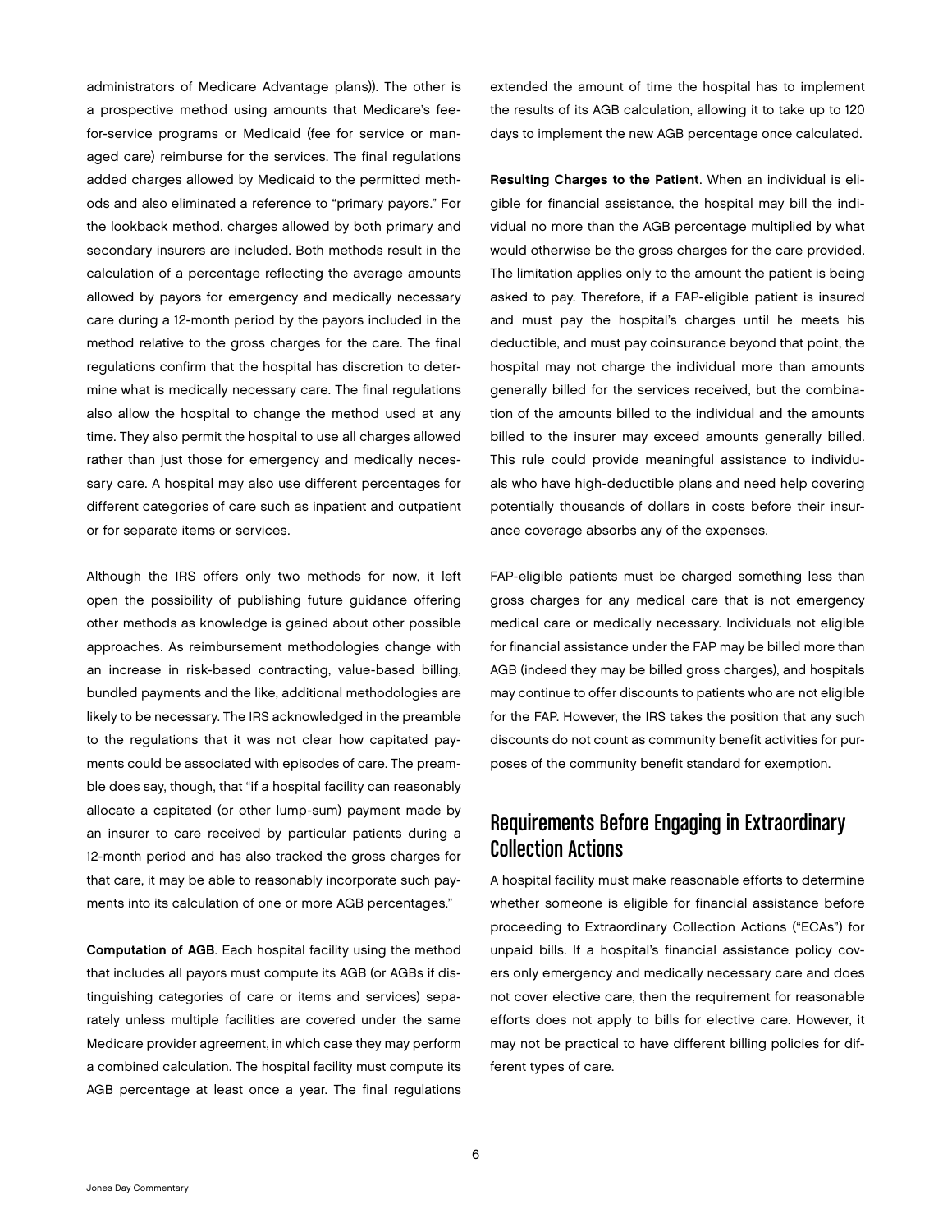administrators of Medicare Advantage plans)). The other is a prospective method using amounts that Medicare's fee-for-service programs or Medicaid (fee for service or managed care) reimburse for the services. The final regulations added charges allowed by Medicaid to the permitted methods and also eliminated a reference to "primary payors." For the lookback method, charges allowed by both primary and secondary insurers are included. Both methods result in the calculation of a percentage reflecting the average amounts allowed by payors for emergency and medically necessary care during a 12-month period by the payors included in the method relative to the gross charges for the care. The final regulations confirm that the hospital has discretion to determine what is medically necessary care. The final regulations also allow the hospital to change the method used at any time. They also permit the hospital to use all charges allowed rather than just those for emergency and medically necessary care. A hospital may also use different percentages for different categories of care such as inpatient and outpatient or for separate items or services.

Although the IRS offers only two methods for now, it left open the possibility of publishing future guidance offering other methods as knowledge is gained about other possible approaches. As reimbursement methodologies change with an increase in risk-based contracting, value-based billing, bundled payments and the like, additional methodologies are likely to be necessary. The IRS acknowledged in the preamble to the regulations that it was not clear how capitated payments could be associated with episodes of care. The preamble does say, though, that "if a hospital facility can reasonably allocate a capitated (or other lump-sum) payment made by an insurer to care received by particular patients during a 12-month period and has also tracked the gross charges for that care, it may be able to reasonably incorporate such payments into its calculation of one or more AGB percentages."

**Computation of AGB**. Each hospital facility using the method that includes all payors must compute its AGB (or AGBs if distinguishing categories of care or items and services) separately unless multiple facilities are covered under the same Medicare provider agreement, in which case they may perform a combined calculation. The hospital facility must compute its AGB percentage at least once a year. The final regulations extended the amount of time the hospital has to implement the results of its AGB calculation, allowing it to take up to 120 days to implement the new AGB percentage once calculated.

**Resulting Charges to the Patient**. When an individual is eligible for financial assistance, the hospital may bill the individual no more than the AGB percentage multiplied by what would otherwise be the gross charges for the care provided. The limitation applies only to the amount the patient is being asked to pay. Therefore, if a FAP-eligible patient is insured and must pay the hospital's charges until he meets his deductible, and must pay coinsurance beyond that point, the hospital may not charge the individual more than amounts generally billed for the services received, but the combination of the amounts billed to the individual and the amounts billed to the insurer may exceed amounts generally billed. This rule could provide meaningful assistance to individuals who have high-deductible plans and need help covering potentially thousands of dollars in costs before their insurance coverage absorbs any of the expenses.

FAP-eligible patients must be charged something less than gross charges for any medical care that is not emergency medical care or medically necessary. Individuals not eligible for financial assistance under the FAP may be billed more than AGB (indeed they may be billed gross charges), and hospitals may continue to offer discounts to patients who are not eligible for the FAP. However, the IRS takes the position that any such discounts do not count as community benefit activities for purposes of the community benefit standard for exemption.

## Requirements Before Engaging in Extraordinary Collection Actions

A hospital facility must make reasonable efforts to determine whether someone is eligible for financial assistance before proceeding to Extraordinary Collection Actions ("ECAs") for unpaid bills. If a hospital's financial assistance policy covers only emergency and medically necessary care and does not cover elective care, then the requirement for reasonable efforts does not apply to bills for elective care. However, it may not be practical to have different billing policies for different types of care.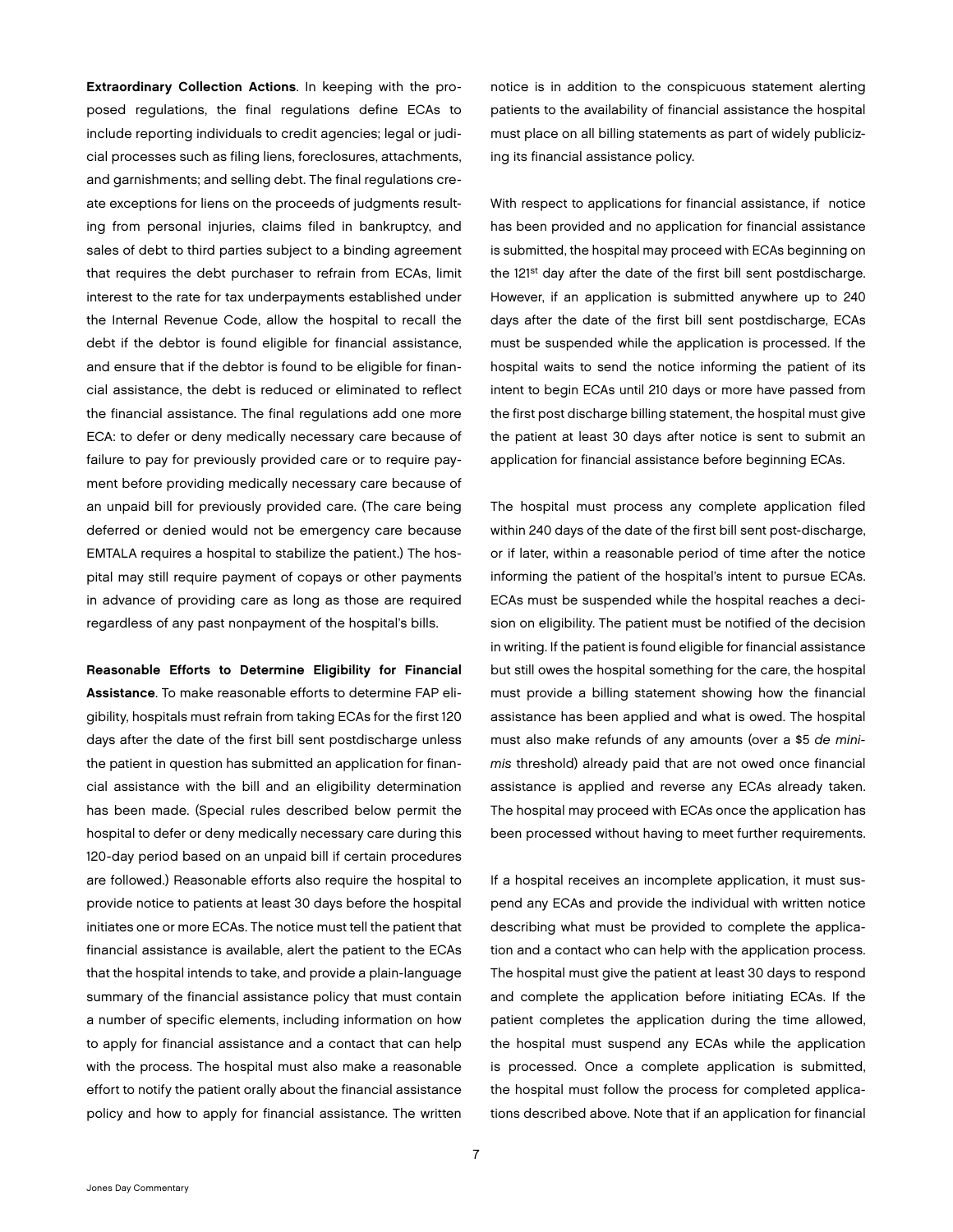**Extraordinary Collection Actions**. In keeping with the proposed regulations, the final regulations define ECAs to include reporting individuals to credit agencies; legal or judicial processes such as filing liens, foreclosures, attachments, and garnishments; and selling debt. The final regulations create exceptions for liens on the proceeds of judgments resulting from personal injuries, claims filed in bankruptcy, and sales of debt to third parties subject to a binding agreement that requires the debt purchaser to refrain from ECAs, limit interest to the rate for tax underpayments established under the Internal Revenue Code, allow the hospital to recall the debt if the debtor is found eligible for financial assistance, and ensure that if the debtor is found to be eligible for financial assistance, the debt is reduced or eliminated to reflect the financial assistance. The final regulations add one more ECA: to defer or deny medically necessary care because of failure to pay for previously provided care or to require payment before providing medically necessary care because of an unpaid bill for previously provided care. (The care being deferred or denied would not be emergency care because EMTALA requires a hospital to stabilize the patient.) The hospital may still require payment of copays or other payments in advance of providing care as long as those are required regardless of any past nonpayment of the hospital's bills.

**Reasonable Efforts to Determine Eligibility for Financial Assistance**. To make reasonable efforts to determine FAP eligibility, hospitals must refrain from taking ECAs for the first 120 days after the date of the first bill sent postdischarge unless the patient in question has submitted an application for financial assistance with the bill and an eligibility determination has been made. (Special rules described below permit the hospital to defer or deny medically necessary care during this 120-day period based on an unpaid bill if certain procedures are followed.) Reasonable efforts also require the hospital to provide notice to patients at least 30 days before the hospital initiates one or more ECAs. The notice must tell the patient that financial assistance is available, alert the patient to the ECAs that the hospital intends to take, and provide a plain-language summary of the financial assistance policy that must contain a number of specific elements, including information on how to apply for financial assistance and a contact that can help with the process. The hospital must also make a reasonable effort to notify the patient orally about the financial assistance policy and how to apply for financial assistance. The written notice is in addition to the conspicuous statement alerting patients to the availability of financial assistance the hospital must place on all billing statements as part of widely publicizing its financial assistance policy.

With respect to applications for financial assistance, if notice has been provided and no application for financial assistance is submitted, the hospital may proceed with ECAs beginning on the 121st day after the date of the first bill sent postdischarge. However, if an application is submitted anywhere up to 240 days after the date of the first bill sent postdischarge, ECAs must be suspended while the application is processed. If the hospital waits to send the notice informing the patient of its intent to begin ECAs until 210 days or more have passed from the first post discharge billing statement, the hospital must give the patient at least 30 days after notice is sent to submit an application for financial assistance before beginning ECAs.

The hospital must process any complete application filed within 240 days of the date of the first bill sent post-discharge, or if later, within a reasonable period of time after the notice informing the patient of the hospital's intent to pursue ECAs. ECAs must be suspended while the hospital reaches a decision on eligibility. The patient must be notified of the decision in writing. If the patient is found eligible for financial assistance but still owes the hospital something for the care, the hospital must provide a billing statement showing how the financial assistance has been applied and what is owed. The hospital must also make refunds of any amounts (over a $5 *de minimis* threshold) already paid that are not owed once financial assistance is applied and reverse any ECAs already taken. The hospital may proceed with ECAs once the application has been processed without having to meet further requirements.

If a hospital receives an incomplete application, it must suspend any ECAs and provide the individual with written notice describing what must be provided to complete the application and a contact who can help with the application process. The hospital must give the patient at least 30 days to respond and complete the application before initiating ECAs. If the patient completes the application during the time allowed, the hospital must suspend any ECAs while the application is processed. Once a complete application is submitted, the hospital must follow the process for completed applications described above. Note that if an application for financial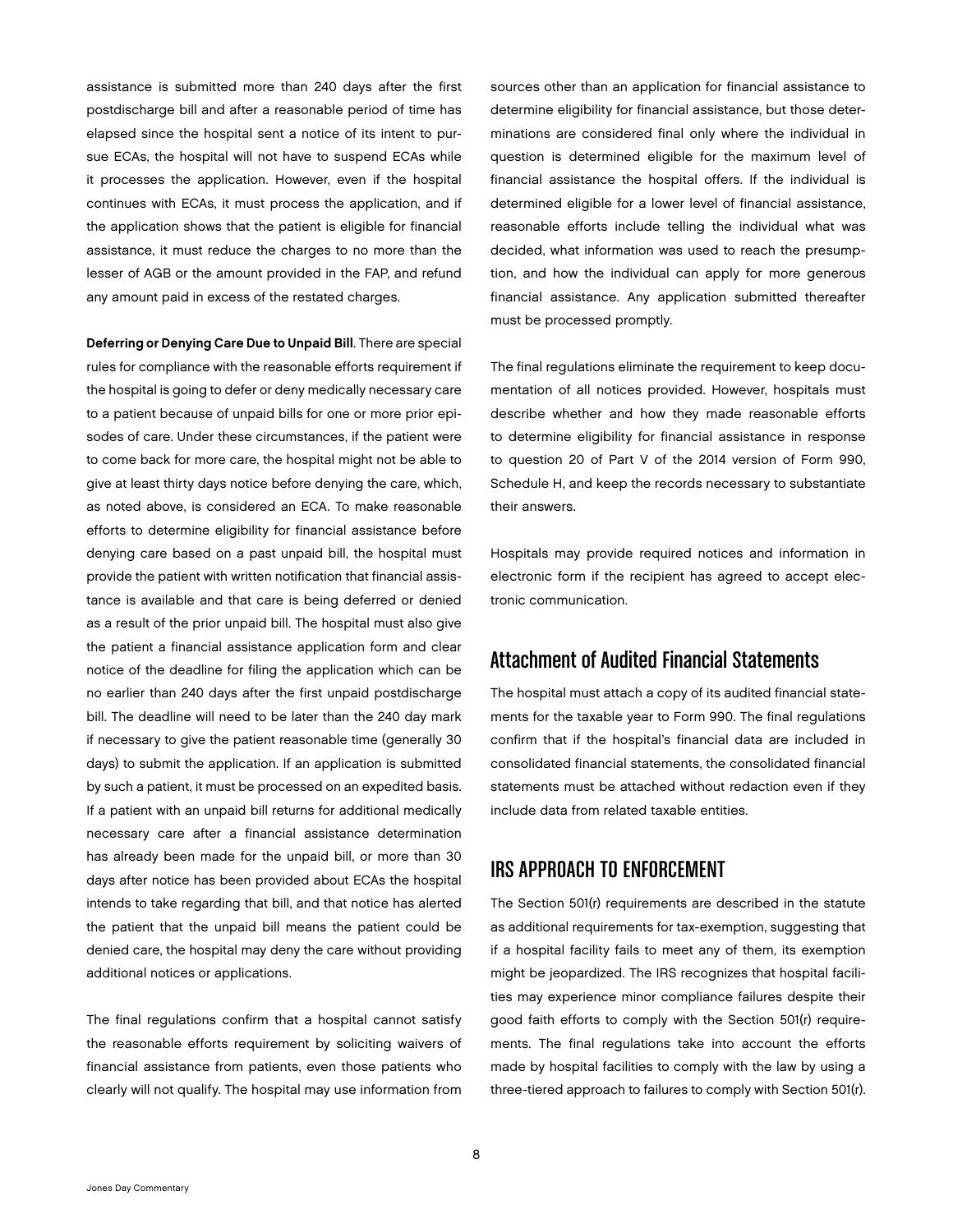assistance is submitted more than 240 days after the first postdischarge bill and after a reasonable period of time has elapsed since the hospital sent a notice of its intent to pursue ECAs, the hospital will not have to suspend ECAs while it processes the application. However, even if the hospital continues with ECAs, it must process the application, and if the application shows that the patient is eligible for financial assistance, it must reduce the charges to no more than the lesser of AGB or the amount provided in the FAP, and refund any amount paid in excess of the restated charges.

**Deferring or Denying Care Due to Unpaid Bill**. There are special rules for compliance with the reasonable efforts requirement if the hospital is going to defer or deny medically necessary care to a patient because of unpaid bills for one or more prior episodes of care. Under these circumstances, if the patient were to come back for more care, the hospital might not be able to give at least thirty days notice before denying the care, which, as noted above, is considered an ECA. To make reasonable efforts to determine eligibility for financial assistance before denying care based on a past unpaid bill, the hospital must provide the patient with written notification that financial assistance is available and that care is being deferred or denied as a result of the prior unpaid bill. The hospital must also give the patient a financial assistance application form and clear notice of the deadline for filing the application which can be no earlier than 240 days after the first unpaid postdischarge bill. The deadline will need to be later than the 240 day mark if necessary to give the patient reasonable time (generally 30 days) to submit the application. If an application is submitted by such a patient, it must be processed on an expedited basis. If a patient with an unpaid bill returns for additional medically necessary care after a financial assistance determination has already been made for the unpaid bill, or more than 30 days after notice has been provided about ECAs the hospital intends to take regarding that bill, and that notice has alerted the patient that the unpaid bill means the patient could be denied care, the hospital may deny the care without providing additional notices or applications.

The final regulations confirm that a hospital cannot satisfy the reasonable efforts requirement by soliciting waivers of financial assistance from patients, even those patients who clearly will not qualify. The hospital may use information from sources other than an application for financial assistance to determine eligibility for financial assistance, but those determinations are considered final only where the individual in question is determined eligible for the maximum level of financial assistance the hospital offers. If the individual is determined eligible for a lower level of financial assistance, reasonable efforts include telling the individual what was decided, what information was used to reach the presumption, and how the individual can apply for more generous financial assistance. Any application submitted thereafter must be processed promptly.

The final regulations eliminate the requirement to keep documentation of all notices provided. However, hospitals must describe whether and how they made reasonable efforts to determine eligibility for financial assistance in response to question 20 of Part V of the 2014 version of Form 990, Schedule H, and keep the records necessary to substantiate their answers.

Hospitals may provide required notices and information in electronic form if the recipient has agreed to accept electronic communication.

## Attachment of Audited Financial Statements

The hospital must attach a copy of its audited financial statements for the taxable year to Form 990. The final regulations confirm that if the hospital's financial data are included in consolidated financial statements, the consolidated financial statements must be attached without redaction even if they include data from related taxable entities.

## IRS APPROACH TO ENFORCEMENT

The Section 501(r) requirements are described in the statute as additional requirements for tax-exemption, suggesting that if a hospital facility fails to meet any of them, its exemption might be jeopardized. The IRS recognizes that hospital facilities may experience minor compliance failures despite their good faith efforts to comply with the Section 501(r) requirements. The final regulations take into account the efforts made by hospital facilities to comply with the law by using a three-tiered approach to failures to comply with Section 501(r).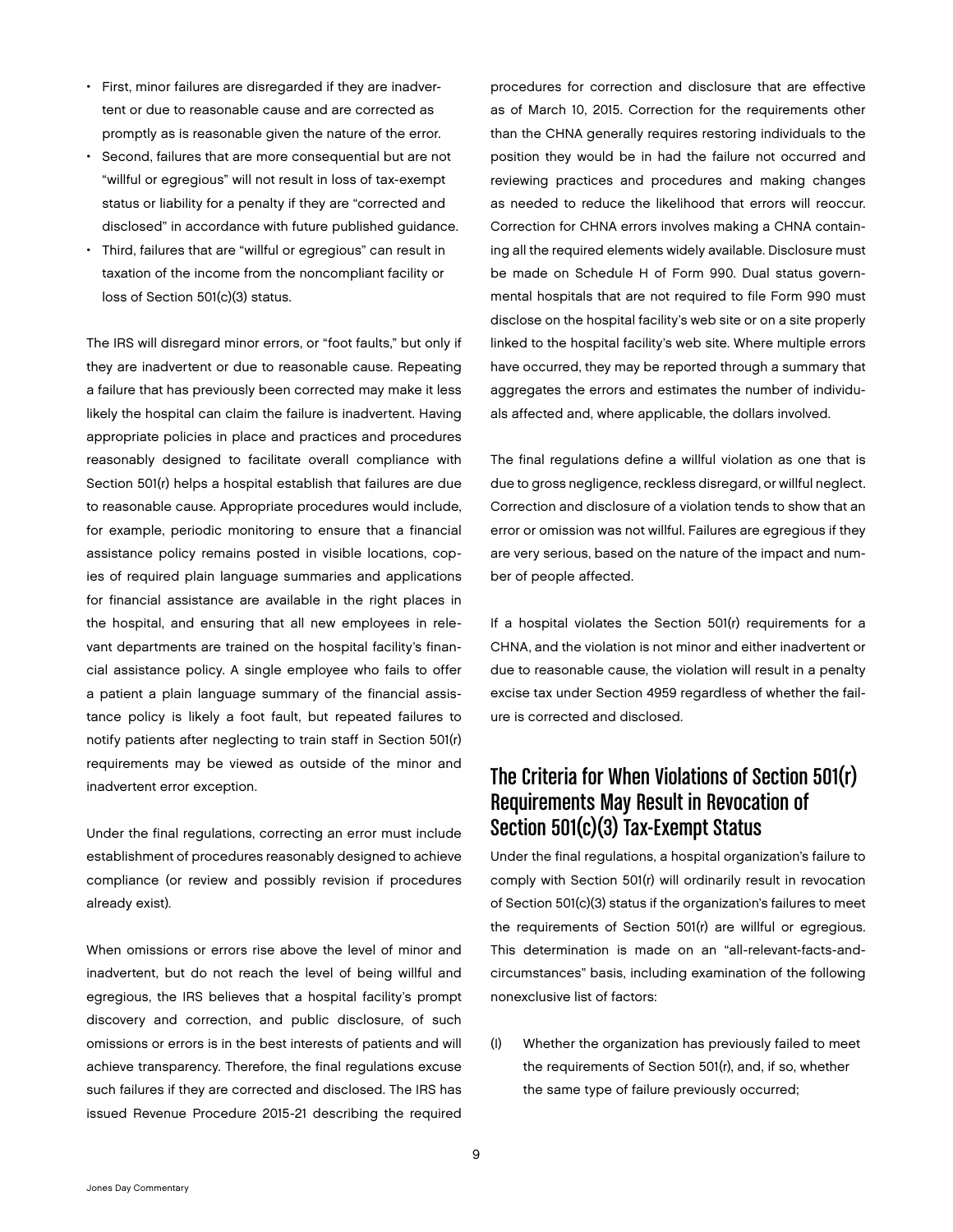- First, minor failures are disregarded if they are inadvertent or due to reasonable cause and are corrected as promptly as is reasonable given the nature of the error.
- Second, failures that are more consequential but are not "willful or egregious" will not result in loss of tax-exempt status or liability for a penalty if they are "corrected and disclosed" in accordance with future published guidance.
- Third, failures that are "willful or egregious" can result in taxation of the income from the noncompliant facility or loss of Section 501(c)(3) status.

The IRS will disregard minor errors, or "foot faults," but only if they are inadvertent or due to reasonable cause. Repeating a failure that has previously been corrected may make it less likely the hospital can claim the failure is inadvertent. Having appropriate policies in place and practices and procedures reasonably designed to facilitate overall compliance with Section 501(r) helps a hospital establish that failures are due to reasonable cause. Appropriate procedures would include, for example, periodic monitoring to ensure that a financial assistance policy remains posted in visible locations, copies of required plain language summaries and applications for financial assistance are available in the right places in the hospital, and ensuring that all new employees in relevant departments are trained on the hospital facility's financial assistance policy. A single employee who fails to offer a patient a plain language summary of the financial assistance policy is likely a foot fault, but repeated failures to notify patients after neglecting to train staff in Section 501(r) requirements may be viewed as outside of the minor and inadvertent error exception.

Under the final regulations, correcting an error must include establishment of procedures reasonably designed to achieve compliance (or review and possibly revision if procedures already exist).

When omissions or errors rise above the level of minor and inadvertent, but do not reach the level of being willful and egregious, the IRS believes that a hospital facility's prompt discovery and correction, and public disclosure, of such omissions or errors is in the best interests of patients and will achieve transparency. Therefore, the final regulations excuse such failures if they are corrected and disclosed. The IRS has issued Revenue Procedure 2015-21 describing the required procedures for correction and disclosure that are effective as of March 10, 2015. Correction for the requirements other than the CHNA generally requires restoring individuals to the position they would be in had the failure not occurred and reviewing practices and procedures and making changes as needed to reduce the likelihood that errors will reoccur. Correction for CHNA errors involves making a CHNA containing all the required elements widely available. Disclosure must be made on Schedule H of Form 990. Dual status governmental hospitals that are not required to file Form 990 must disclose on the hospital facility's web site or on a site properly linked to the hospital facility's web site. Where multiple errors have occurred, they may be reported through a summary that aggregates the errors and estimates the number of individuals affected and, where applicable, the dollars involved.

The final regulations define a willful violation as one that is due to gross negligence, reckless disregard, or willful neglect. Correction and disclosure of a violation tends to show that an error or omission was not willful. Failures are egregious if they are very serious, based on the nature of the impact and number of people affected.

If a hospital violates the Section 501(r) requirements for a CHNA, and the violation is not minor and either inadvertent or due to reasonable cause, the violation will result in a penalty excise tax under Section 4959 regardless of whether the failure is corrected and disclosed.

## The Criteria for When Violations of Section 501(r) Requirements May Result in Revocation of Section 501(c)(3) Tax-Exempt Status

Under the final regulations, a hospital organization's failure to comply with Section 501(r) will ordinarily result in revocation of Section 501(c)(3) status if the organization's failures to meet the requirements of Section 501(r) are willful or egregious. This determination is made on an "all-relevant-facts-and-circumstances" basis, including examination of the following nonexclusive list of factors:

(i) Whether the organization has previously failed to meet the requirements of Section 501(r), and, if so, whether the same type of failure previously occurred;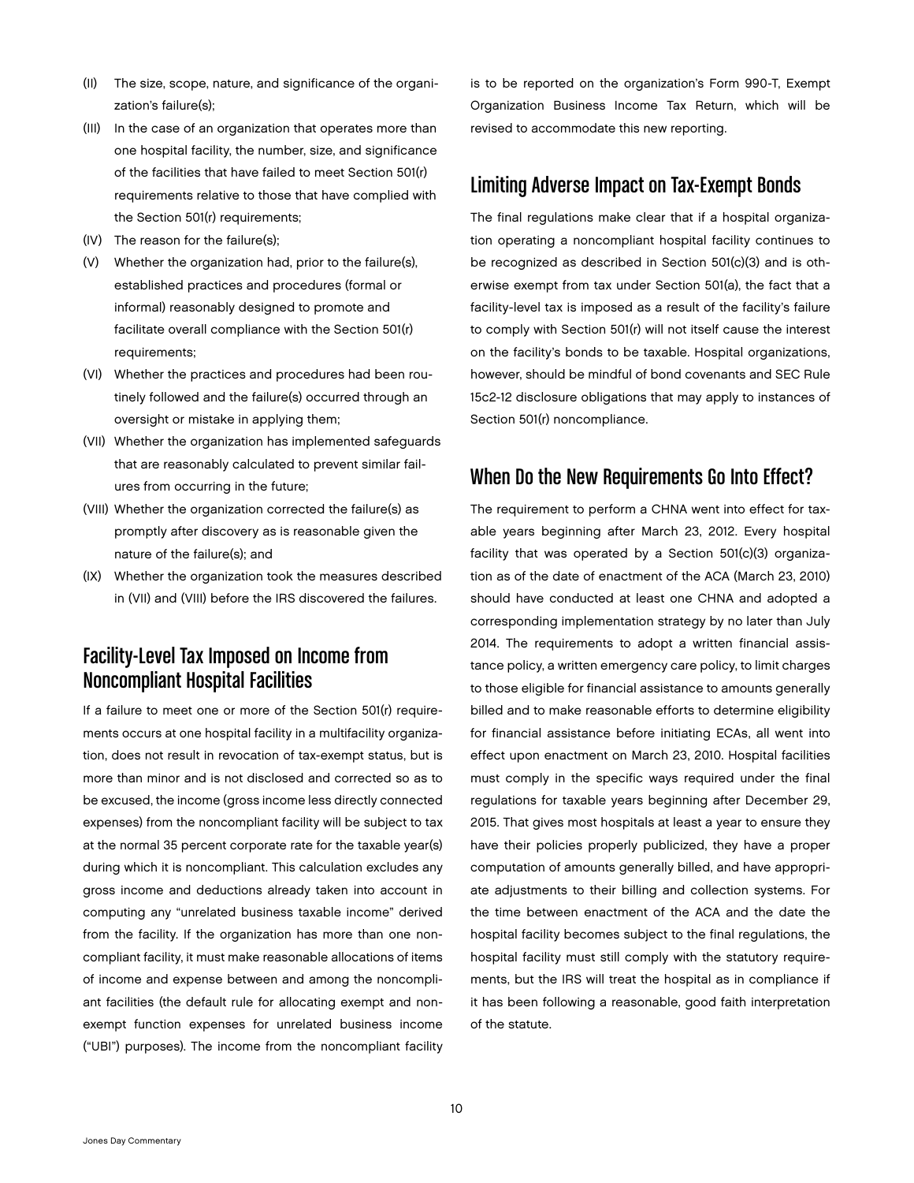(II) The size, scope, nature, and significance of the organization's failure(s);

(III) In the case of an organization that operates more than one hospital facility, the number, size, and significance of the facilities that have failed to meet Section 501(r) requirements relative to those that have complied with the Section 501(r) requirements;

(IV) The reason for the failure(s);

(V) Whether the organization had, prior to the failure(s), established practices and procedures (formal or informal) reasonably designed to promote and facilitate overall compliance with the Section 501(r) requirements;

(VI) Whether the practices and procedures had been routinely followed and the failure(s) occurred through an oversight or mistake in applying them;

(VII) Whether the organization has implemented safeguards that are reasonably calculated to prevent similar failures from occurring in the future;

(VIII) Whether the organization corrected the failure(s) as promptly after discovery as is reasonable given the nature of the failure(s); and

(IX) Whether the organization took the measures described in (VII) and (VIII) before the IRS discovered the failures.

## Facility-Level Tax Imposed on Income from Noncompliant Hospital Facilities

If a failure to meet one or more of the Section 501(r) requirements occurs at one hospital facility in a multifacility organization, does not result in revocation of tax-exempt status, but is more than minor and is not disclosed and corrected so as to be excused, the income (gross income less directly connected expenses) from the noncompliant facility will be subject to tax at the normal 35 percent corporate rate for the taxable year(s) during which it is noncompliant. This calculation excludes any gross income and deductions already taken into account in computing any "unrelated business taxable income" derived from the facility. If the organization has more than one noncompliant facility, it must make reasonable allocations of items of income and expense between and among the noncompliant facilities (the default rule for allocating exempt and nonexempt function expenses for unrelated business income ("UBI") purposes). The income from the noncompliant facility is to be reported on the organization's Form 990-T, Exempt Organization Business Income Tax Return, which will be revised to accommodate this new reporting.

## Limiting Adverse Impact on Tax-Exempt Bonds

The final regulations make clear that if a hospital organization operating a noncompliant hospital facility continues to be recognized as described in Section 501(c)(3) and is otherwise exempt from tax under Section 501(a), the fact that a facility-level tax is imposed as a result of the facility's failure to comply with Section 501(r) will not itself cause the interest on the facility's bonds to be taxable. Hospital organizations, however, should be mindful of bond covenants and SEC Rule 15c2-12 disclosure obligations that may apply to instances of Section 501(r) noncompliance.

## When Do the New Requirements Go Into Effect?

The requirement to perform a CHNA went into effect for taxable years beginning after March 23, 2012. Every hospital facility that was operated by a Section 501(c)(3) organization as of the date of enactment of the ACA (March 23, 2010) should have conducted at least one CHNA and adopted a corresponding implementation strategy by no later than July 2014. The requirements to adopt a written financial assistance policy, a written emergency care policy, to limit charges to those eligible for financial assistance to amounts generally billed and to make reasonable efforts to determine eligibility for financial assistance before initiating ECAs, all went into effect upon enactment on March 23, 2010. Hospital facilities must comply in the specific ways required under the final regulations for taxable years beginning after December 29, 2015. That gives most hospitals at least a year to ensure they have their policies properly publicized, they have a proper computation of amounts generally billed, and have appropriate adjustments to their billing and collection systems. For the time between enactment of the ACA and the date the hospital facility becomes subject to the final regulations, the hospital facility must still comply with the statutory requirements, but the IRS will treat the hospital as in compliance if it has been following a reasonable, good faith interpretation of the statute.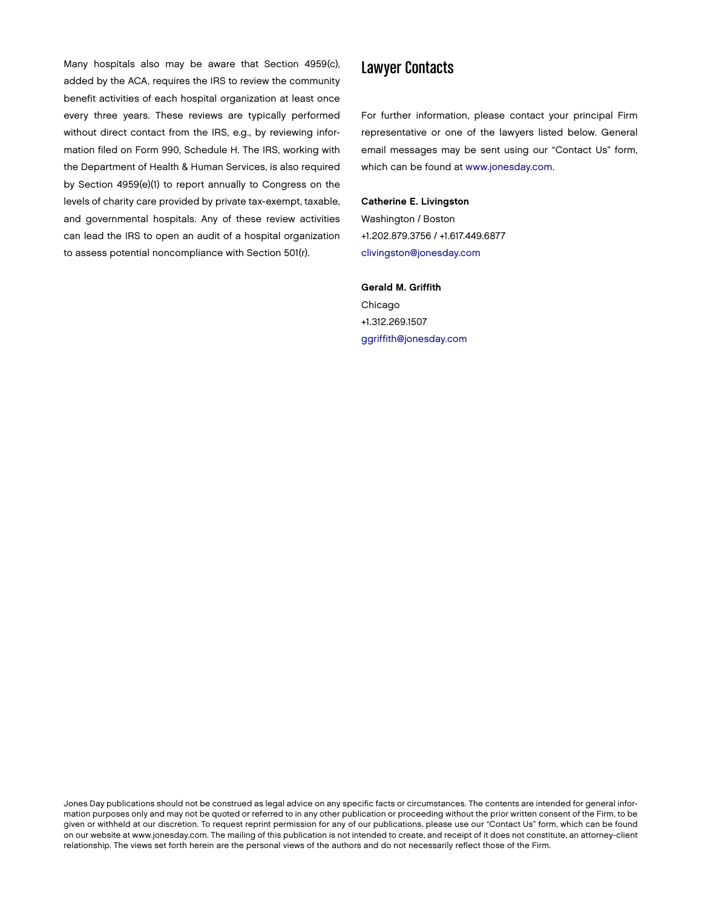Many hospitals also may be aware that Section 4959(c), added by the ACA, requires the IRS to review the community benefit activities of each hospital organization at least once every three years. These reviews are typically performed without direct contact from the IRS, e.g., by reviewing information filed on Form 990, Schedule H. The IRS, working with the Department of Health & Human Services, is also required by Section 4959(e)(1) to report annually to Congress on the levels of charity care provided by private tax-exempt, taxable, and governmental hospitals. Any of these review activities can lead the IRS to open an audit of a hospital organization to assess potential noncompliance with Section 501(r).

## Lawyer Contacts

For further information, please contact your principal Firm representative or one of the lawyers listed below. General email messages may be sent using our "Contact Us" form, which can be found at www.jonesday.com.

**Catherine E. Livingston**
Washington / Boston
+1.202.879.3756 / +1.617.449.6877
clivingston@jonesday.com

**Gerald M. Griffith**
Chicago
+1.312.269.1507
ggriffith@jonesday.com

Jones Day publications should not be construed as legal advice on any specific facts or circumstances. The contents are intended for general information purposes only and may not be quoted or referred to in any other publication or proceeding without the prior written consent of the Firm, to be given or withheld at our discretion. To request reprint permission for any of our publications, please use our "Contact Us" form, which can be found on our website at www.jonesday.com. The mailing of this publication is not intended to create, and receipt of it does not constitute, an attorney-client relationship. The views set forth herein are the personal views of the authors and do not necessarily reflect those of the Firm.